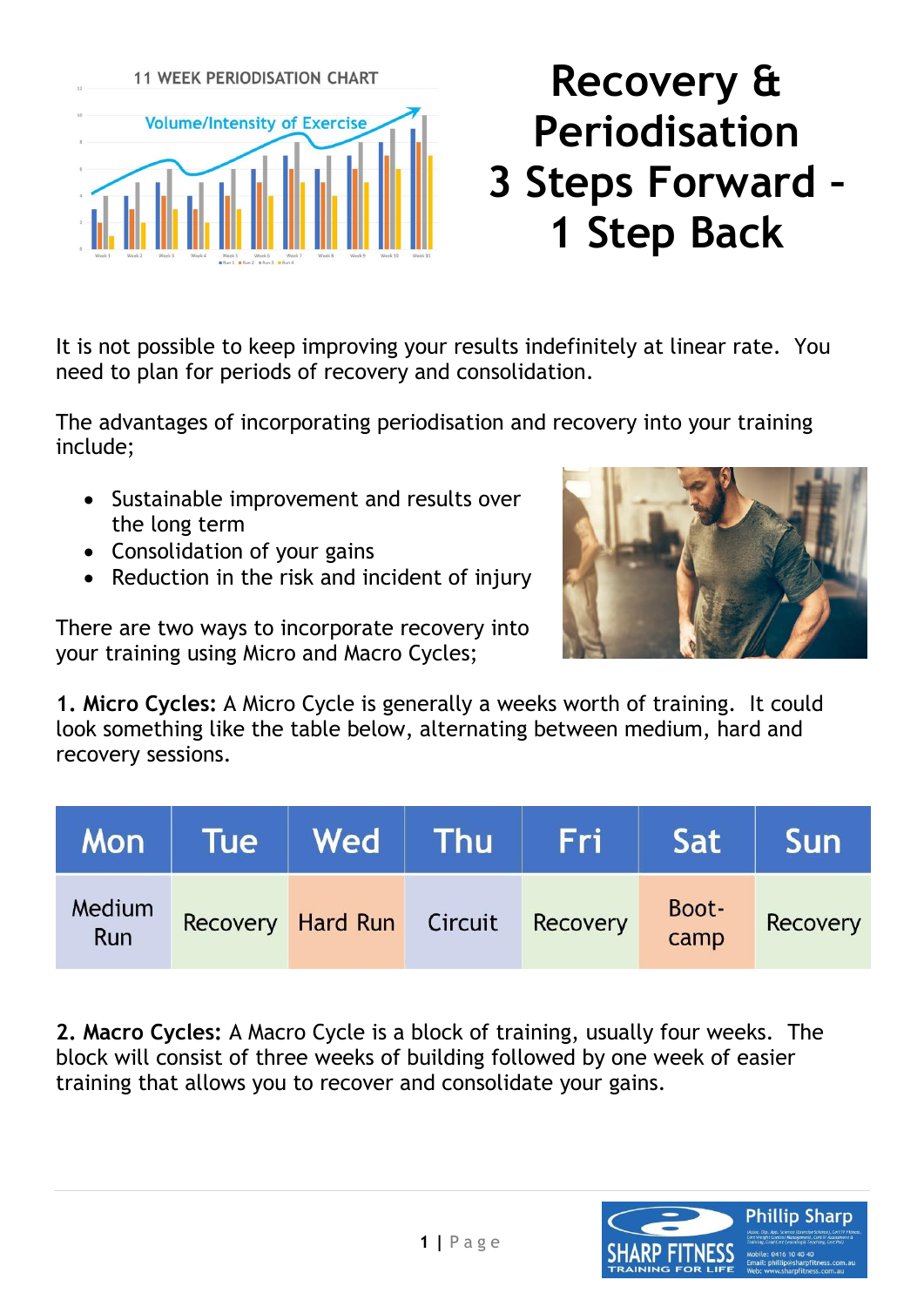# Recovery & Periodisation 3 Steps Forward – 1 Step Back

It is not possible to keep improving your results indefinitely at linear rate. You need to plan for periods of recovery and consolidation.

The advantages of incorporating periodisation and recovery into your training include;

- Sustainable improvement and results over the long term
- Consolidation of your gains
- Reduction in the risk and incident of injury

There are two ways to incorporate recovery into your training using Micro and Macro Cycles;

**1. Micro Cycles:** A Micro Cycle is generally a weeks worth of training. It could look something like the table below, alternating between medium, hard and recovery sessions.

| Mon | Tue | Wed | Thu | Fri | Sat | Sun |
|---|---|---|---|---|---|---|
| Medium Run | Recovery | Hard Run | Circuit | Recovery | Boot-camp | Recovery |

**2. Macro Cycles:** A Macro Cycle is a block of training, usually four weeks. The block will consist of three weeks of building followed by one week of easier training that allows you to recover and consolidate your gains.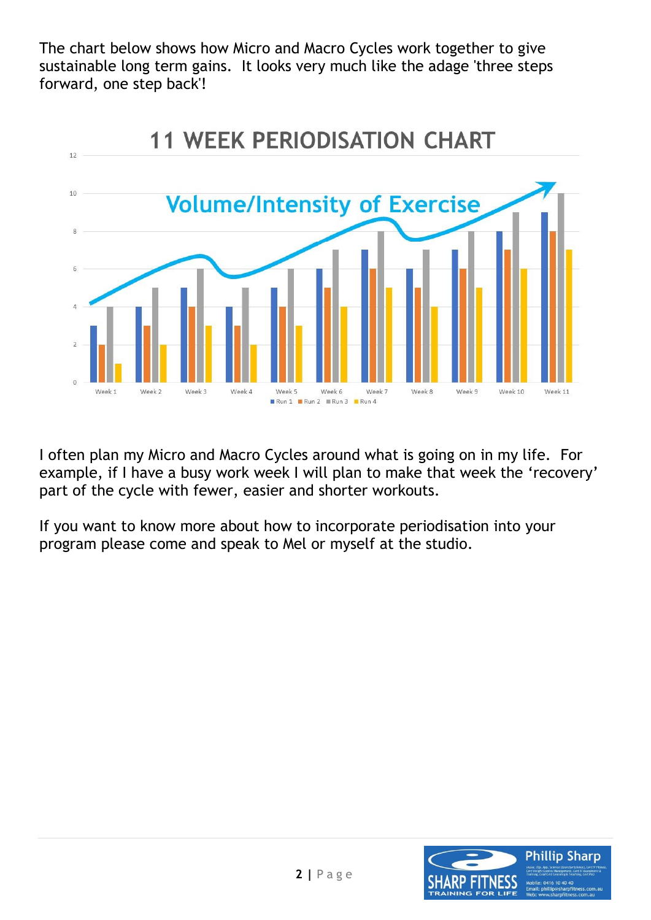The chart below shows how Micro and Macro Cycles work together to give sustainable long term gains. It looks very much like the adage 'three steps forward, one step back'!

11 WEEK PERIODISATION CHART

Volume/Intensity of Exercise

12
10
8
6
4
2
0

Week 1 Week 2 Week 3 Week 4 Week 5 Week 6 Week 7 Week 8 Week 9 Week 10 Week 11

Run 1 Run 2 Run 3 Run 4

I often plan my Micro and Macro Cycles around what is going on in my life. For example, if I have a busy work week I will plan to make that week the 'recovery' part of the cycle with fewer, easier and shorter workouts.

If you want to know more about how to incorporate periodisation into your program please come and speak to Mel or myself at the studio.